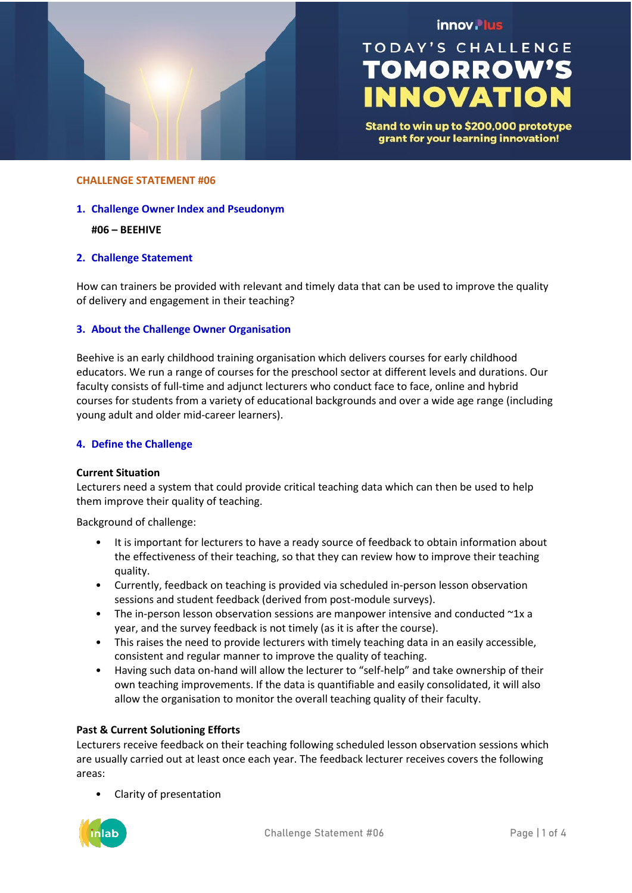innovPlus

TODAY'S CHALLENGE
# TOMORROW'S INNOVATION

**Stand to win up to $200,000 prototype grant for your learning innovation!**

**CHALLENGE STATEMENT #06**

## 1. Challenge Owner Index and Pseudonym

**#06 – BEEHIVE**

## 2. Challenge Statement

How can trainers be provided with relevant and timely data that can be used to improve the quality of delivery and engagement in their teaching?

## 3. About the Challenge Owner Organisation

Beehive is an early childhood training organisation which delivers courses for early childhood educators. We run a range of courses for the preschool sector at different levels and durations. Our faculty consists of full-time and adjunct lecturers who conduct face to face, online and hybrid courses for students from a variety of educational backgrounds and over a wide age range (including young adult and older mid-career learners).

## 4. Define the Challenge

**Current Situation**

Lecturers need a system that could provide critical teaching data which can then be used to help them improve their quality of teaching.

Background of challenge:

- It is important for lecturers to have a ready source of feedback to obtain information about the effectiveness of their teaching, so that they can review how to improve their teaching quality.
- Currently, feedback on teaching is provided via scheduled in-person lesson observation sessions and student feedback (derived from post-module surveys).
- The in-person lesson observation sessions are manpower intensive and conducted ~1x a year, and the survey feedback is not timely (as it is after the course).
- This raises the need to provide lecturers with timely teaching data in an easily accessible, consistent and regular manner to improve the quality of teaching.
- Having such data on-hand will allow the lecturer to "self-help" and take ownership of their own teaching improvements. If the data is quantifiable and easily consolidated, it will also allow the organisation to monitor the overall teaching quality of their faculty.

**Past & Current Solutioning Efforts**

Lecturers receive feedback on their teaching following scheduled lesson observation sessions which are usually carried out at least once each year. The feedback lecturer receives covers the following areas:

- Clarity of presentation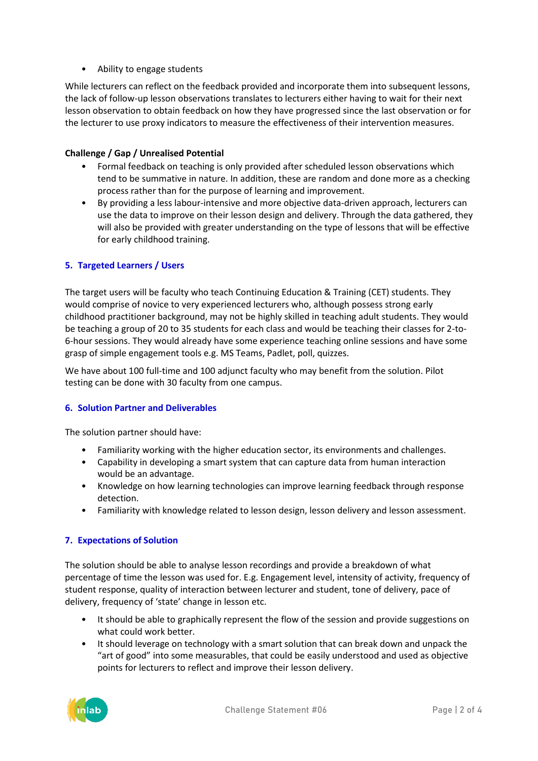- Ability to engage students

While lecturers can reflect on the feedback provided and incorporate them into subsequent lessons, the lack of follow-up lesson observations translates to lecturers either having to wait for their next lesson observation to obtain feedback on how they have progressed since the last observation or for the lecturer to use proxy indicators to measure the effectiveness of their intervention measures.

**Challenge / Gap / Unrealised Potential**

- Formal feedback on teaching is only provided after scheduled lesson observations which tend to be summative in nature. In addition, these are random and done more as a checking process rather than for the purpose of learning and improvement.
- By providing a less labour-intensive and more objective data-driven approach, lecturers can use the data to improve on their lesson design and delivery. Through the data gathered, they will also be provided with greater understanding on the type of lessons that will be effective for early childhood training.

## 5. Targeted Learners / Users

The target users will be faculty who teach Continuing Education & Training (CET) students. They would comprise of novice to very experienced lecturers who, although possess strong early childhood practitioner background, may not be highly skilled in teaching adult students. They would be teaching a group of 20 to 35 students for each class and would be teaching their classes for 2-to-6-hour sessions. They would already have some experience teaching online sessions and have some grasp of simple engagement tools e.g. MS Teams, Padlet, poll, quizzes.

We have about 100 full-time and 100 adjunct faculty who may benefit from the solution. Pilot testing can be done with 30 faculty from one campus.

## 6. Solution Partner and Deliverables

The solution partner should have:

- Familiarity working with the higher education sector, its environments and challenges.
- Capability in developing a smart system that can capture data from human interaction would be an advantage.
- Knowledge on how learning technologies can improve learning feedback through response detection.
- Familiarity with knowledge related to lesson design, lesson delivery and lesson assessment.

## 7. Expectations of Solution

The solution should be able to analyse lesson recordings and provide a breakdown of what percentage of time the lesson was used for. E.g. Engagement level, intensity of activity, frequency of student response, quality of interaction between lecturer and student, tone of delivery, pace of delivery, frequency of 'state' change in lesson etc.

- It should be able to graphically represent the flow of the session and provide suggestions on what could work better.
- It should leverage on technology with a smart solution that can break down and unpack the "art of good" into some measurables, that could be easily understood and used as objective points for lecturers to reflect and improve their lesson delivery.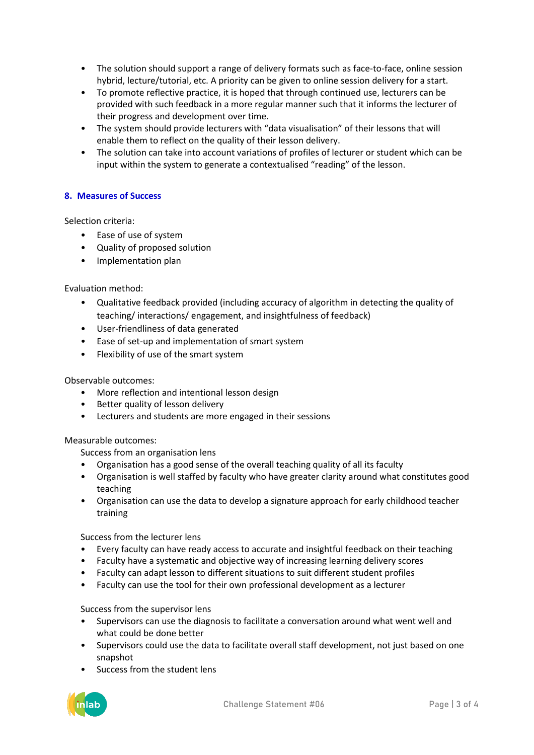- The solution should support a range of delivery formats such as face-to-face, online session hybrid, lecture/tutorial, etc. A priority can be given to online session delivery for a start.
- To promote reflective practice, it is hoped that through continued use, lecturers can be provided with such feedback in a more regular manner such that it informs the lecturer of their progress and development over time.
- The system should provide lecturers with "data visualisation" of their lessons that will enable them to reflect on the quality of their lesson delivery.
- The solution can take into account variations of profiles of lecturer or student which can be input within the system to generate a contextualised "reading" of the lesson.

## 8. Measures of Success

Selection criteria:

- Ease of use of system
- Quality of proposed solution
- Implementation plan

Evaluation method:

- Qualitative feedback provided (including accuracy of algorithm in detecting the quality of teaching/ interactions/ engagement, and insightfulness of feedback)
- User-friendliness of data generated
- Ease of set-up and implementation of smart system
- Flexibility of use of the smart system

Observable outcomes:

- More reflection and intentional lesson design
- Better quality of lesson delivery
- Lecturers and students are more engaged in their sessions

Measurable outcomes:

Success from an organisation lens

- Organisation has a good sense of the overall teaching quality of all its faculty
- Organisation is well staffed by faculty who have greater clarity around what constitutes good teaching
- Organisation can use the data to develop a signature approach for early childhood teacher training

Success from the lecturer lens

- Every faculty can have ready access to accurate and insightful feedback on their teaching
- Faculty have a systematic and objective way of increasing learning delivery scores
- Faculty can adapt lesson to different situations to suit different student profiles
- Faculty can use the tool for their own professional development as a lecturer

Success from the supervisor lens

- Supervisors can use the diagnosis to facilitate a conversation around what went well and what could be done better
- Supervisors could use the data to facilitate overall staff development, not just based on one snapshot
- Success from the student lens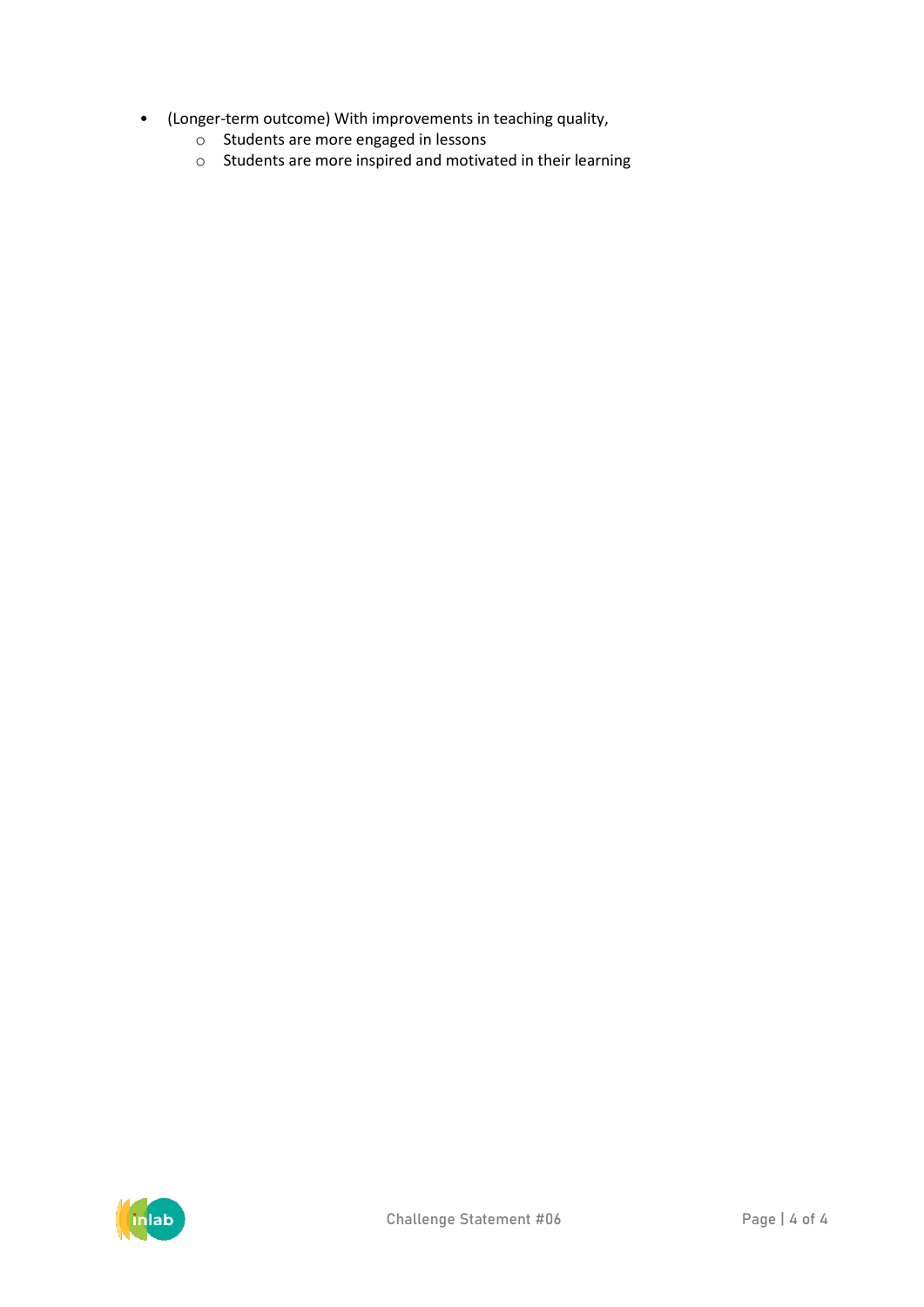- (Longer-term outcome) With improvements in teaching quality,
  - Students are more engaged in lessons
  - Students are more inspired and motivated in their learning